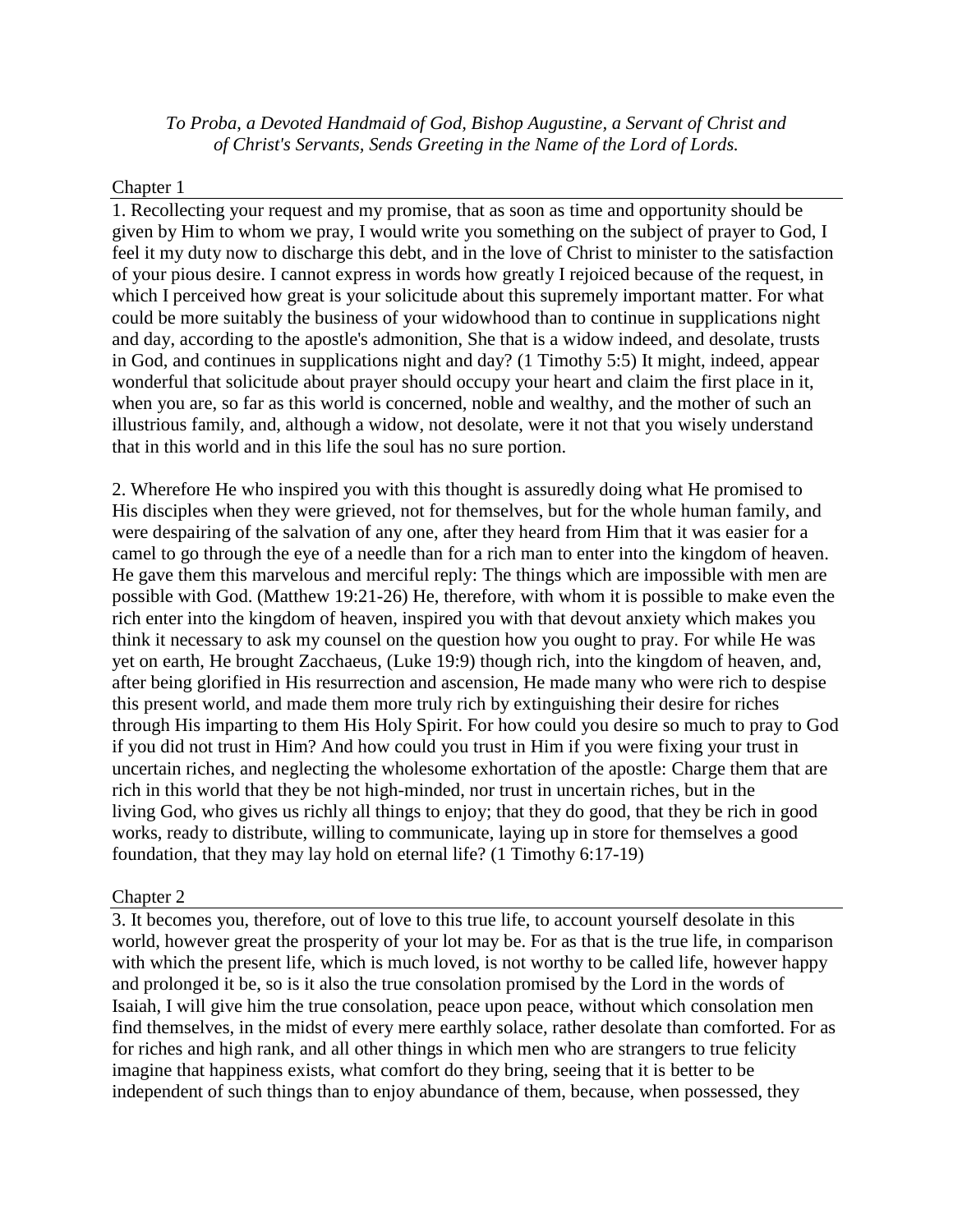*To Proba, a Devoted Handmaid of God, Bishop Augustine, a Servant of Christ and of Christ's Servants, Sends Greeting in the Name of the Lord of Lords.*

## Chapter 1

1. Recollecting your request and my promise, that as soon as time and opportunity should be given by Him to whom we pray, I would write you something on the subject of prayer to God, I feel it my duty now to discharge this debt, and in the love of Christ to minister to the satisfaction of your pious desire. I cannot express in words how greatly I rejoiced because of the request, in which I perceived how great is your solicitude about this supremely important matter. For what could be more suitably the business of your widowhood than to continue in supplications night and day, according to the apostle's admonition, She that is a widow indeed, and desolate, trusts in God, and continues in supplications night and day? (1 Timothy 5:5) It might, indeed, appear wonderful that solicitude about prayer should occupy your heart and claim the first place in it, when you are, so far as this world is concerned, noble and wealthy, and the mother of such an illustrious family, and, although a widow, not desolate, were it not that you wisely understand that in this world and in this life the soul has no sure portion.

2. Wherefore He who inspired you with this thought is assuredly doing what He promised to His disciples when they were grieved, not for themselves, but for the whole human family, and were despairing of the salvation of any one, after they heard from Him that it was easier for a camel to go through the eye of a needle than for a rich man to enter into the kingdom of heaven. He gave them this marvelous and merciful reply: The things which are impossible with men are possible with God. (Matthew 19:21-26) He, therefore, with whom it is possible to make even the rich enter into the kingdom of heaven, inspired you with that devout anxiety which makes you think it necessary to ask my counsel on the question how you ought to pray. For while He was yet on earth, He brought Zacchaeus, (Luke 19:9) though rich, into the kingdom of heaven, and, after being glorified in His resurrection and ascension, He made many who were rich to despise this present world, and made them more truly rich by extinguishing their desire for riches through His imparting to them His Holy Spirit. For how could you desire so much to pray to God if you did not trust in Him? And how could you trust in Him if you were fixing your trust in uncertain riches, and neglecting the wholesome exhortation of the apostle: Charge them that are rich in this world that they be not high-minded, nor trust in uncertain riches, but in the living God, who gives us richly all things to enjoy; that they do good, that they be rich in good works, ready to distribute, willing to communicate, laying up in store for themselves a good foundation, that they may lay hold on eternal life? (1 Timothy 6:17-19)

## Chapter 2

3. It becomes you, therefore, out of love to this true life, to account yourself desolate in this world, however great the prosperity of your lot may be. For as that is the true life, in comparison with which the present life, which is much loved, is not worthy to be called life, however happy and prolonged it be, so is it also the true consolation promised by the Lord in the words of Isaiah, I will give him the true consolation, peace upon peace, without which consolation men find themselves, in the midst of every mere earthly solace, rather desolate than comforted. For as for riches and high rank, and all other things in which men who are strangers to true felicity imagine that happiness exists, what comfort do they bring, seeing that it is better to be independent of such things than to enjoy abundance of them, because, when possessed, they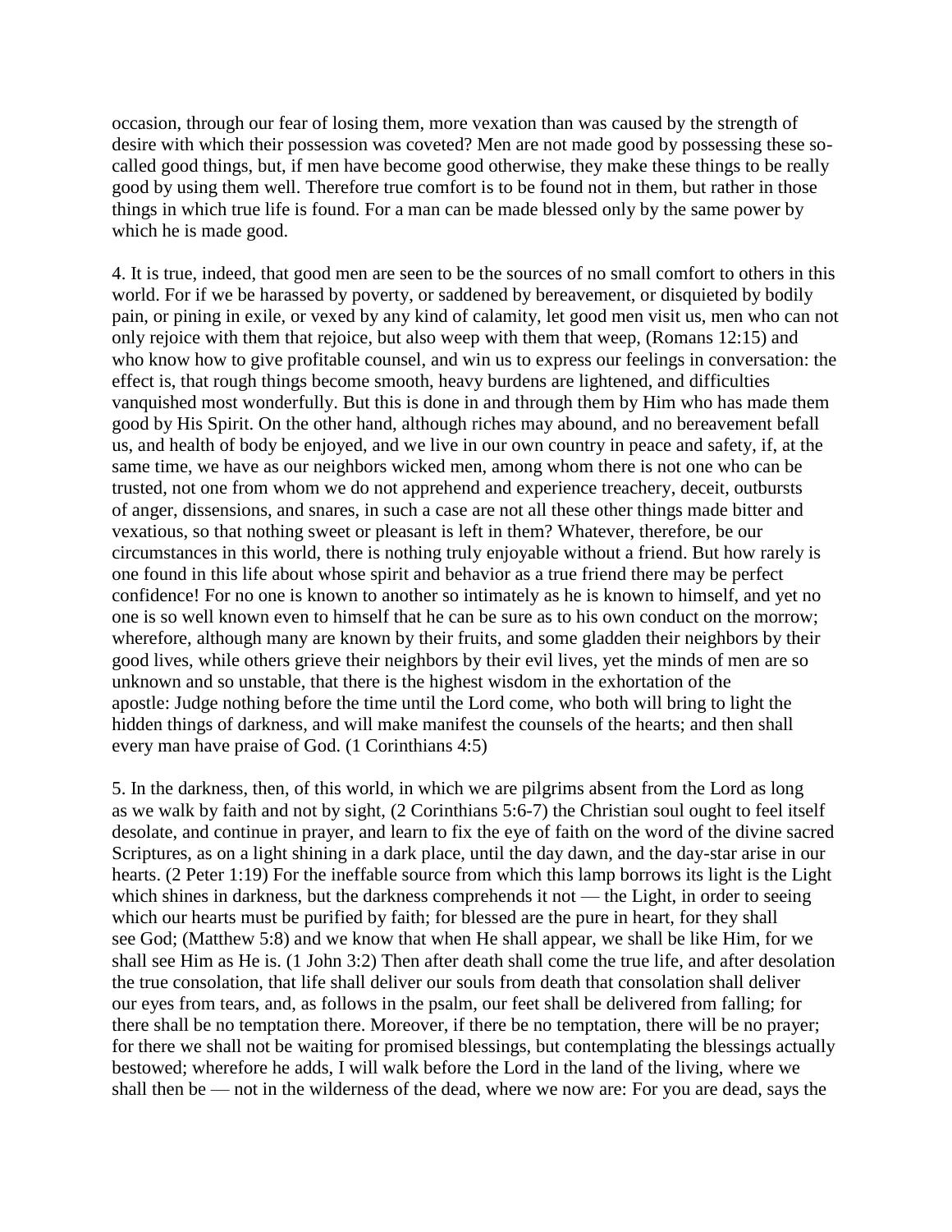occasion, through our fear of losing them, more vexation than was caused by the strength of desire with which their possession was coveted? Men are not made good by possessing these so-called good things, but, if men have become good otherwise, they make these things to be really good by using them well. Therefore true comfort is to be found not in them, but rather in those things in which true life is found. For a man can be made blessed only by the same power by which he is made good.

4. It is true, indeed, that good men are seen to be the sources of no small comfort to others in this world. For if we be harassed by poverty, or saddened by bereavement, or disquieted by bodily pain, or pining in exile, or vexed by any kind of calamity, let good men visit us, men who can not only rejoice with them that rejoice, but also weep with them that weep, (Romans 12:15) and who know how to give profitable counsel, and win us to express our feelings in conversation: the effect is, that rough things become smooth, heavy burdens are lightened, and difficulties vanquished most wonderfully. But this is done in and through them by Him who has made them good by His Spirit. On the other hand, although riches may abound, and no bereavement befall us, and health of body be enjoyed, and we live in our own country in peace and safety, if, at the same time, we have as our neighbors wicked men, among whom there is not one who can be trusted, not one from whom we do not apprehend and experience treachery, deceit, outbursts of anger, dissensions, and snares, in such a case are not all these other things made bitter and vexatious, so that nothing sweet or pleasant is left in them? Whatever, therefore, be our circumstances in this world, there is nothing truly enjoyable without a friend. But how rarely is one found in this life about whose spirit and behavior as a true friend there may be perfect confidence! For no one is known to another so intimately as he is known to himself, and yet no one is so well known even to himself that he can be sure as to his own conduct on the morrow; wherefore, although many are known by their fruits, and some gladden their neighbors by their good lives, while others grieve their neighbors by their evil lives, yet the minds of men are so unknown and so unstable, that there is the highest wisdom in the exhortation of the apostle: Judge nothing before the time until the Lord come, who both will bring to light the hidden things of darkness, and will make manifest the counsels of the hearts; and then shall every man have praise of God. (1 Corinthians 4:5)

5. In the darkness, then, of this world, in which we are pilgrims absent from the Lord as long as we walk by faith and not by sight, (2 Corinthians 5:6-7) the Christian soul ought to feel itself desolate, and continue in prayer, and learn to fix the eye of faith on the word of the divine sacred Scriptures, as on a light shining in a dark place, until the day dawn, and the day-star arise in our hearts. (2 Peter 1:19) For the ineffable source from which this lamp borrows its light is the Light which shines in darkness, but the darkness comprehends it not — the Light, in order to seeing which our hearts must be purified by faith; for blessed are the pure in heart, for they shall see God; (Matthew 5:8) and we know that when He shall appear, we shall be like Him, for we shall see Him as He is. (1 John 3:2) Then after death shall come the true life, and after desolation the true consolation, that life shall deliver our souls from death that consolation shall deliver our eyes from tears, and, as follows in the psalm, our feet shall be delivered from falling; for there shall be no temptation there. Moreover, if there be no temptation, there will be no prayer; for there we shall not be waiting for promised blessings, but contemplating the blessings actually bestowed; wherefore he adds, I will walk before the Lord in the land of the living, where we shall then be — not in the wilderness of the dead, where we now are: For you are dead, says the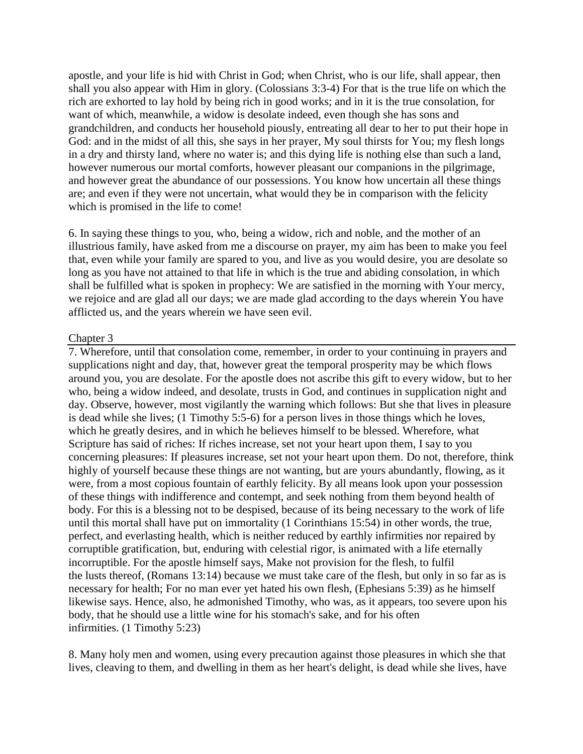apostle, and your life is hid with Christ in God; when Christ, who is our life, shall appear, then shall you also appear with Him in glory. (Colossians 3:3-4) For that is the true life on which the rich are exhorted to lay hold by being rich in good works; and in it is the true consolation, for want of which, meanwhile, a widow is desolate indeed, even though she has sons and grandchildren, and conducts her household piously, entreating all dear to her to put their hope in God: and in the midst of all this, she says in her prayer, My soul thirsts for You; my flesh longs in a dry and thirsty land, where no water is; and this dying life is nothing else than such a land, however numerous our mortal comforts, however pleasant our companions in the pilgrimage, and however great the abundance of our possessions. You know how uncertain all these things are; and even if they were not uncertain, what would they be in comparison with the felicity which is promised in the life to come!

6. In saying these things to you, who, being a widow, rich and noble, and the mother of an illustrious family, have asked from me a discourse on prayer, my aim has been to make you feel that, even while your family are spared to you, and live as you would desire, you are desolate so long as you have not attained to that life in which is the true and abiding consolation, in which shall be fulfilled what is spoken in prophecy: We are satisfied in the morning with Your mercy, we rejoice and are glad all our days; we are made glad according to the days wherein You have afflicted us, and the years wherein we have seen evil.

## Chapter 3

7. Wherefore, until that consolation come, remember, in order to your continuing in prayers and supplications night and day, that, however great the temporal prosperity may be which flows around you, you are desolate. For the apostle does not ascribe this gift to every widow, but to her who, being a widow indeed, and desolate, trusts in God, and continues in supplication night and day. Observe, however, most vigilantly the warning which follows: But she that lives in pleasure is dead while she lives; (1 Timothy 5:5-6) for a person lives in those things which he loves, which he greatly desires, and in which he believes himself to be blessed. Wherefore, what Scripture has said of riches: If riches increase, set not your heart upon them, I say to you concerning pleasures: If pleasures increase, set not your heart upon them. Do not, therefore, think highly of yourself because these things are not wanting, but are yours abundantly, flowing, as it were, from a most copious fountain of earthly felicity. By all means look upon your possession of these things with indifference and contempt, and seek nothing from them beyond health of body. For this is a blessing not to be despised, because of its being necessary to the work of life until this mortal shall have put on immortality (1 Corinthians 15:54) in other words, the true, perfect, and everlasting health, which is neither reduced by earthly infirmities nor repaired by corruptible gratification, but, enduring with celestial rigor, is animated with a life eternally incorruptible. For the apostle himself says, Make not provision for the flesh, to fulfil the lusts thereof, (Romans 13:14) because we must take care of the flesh, but only in so far as is necessary for health; For no man ever yet hated his own flesh, (Ephesians 5:39) as he himself likewise says. Hence, also, he admonished Timothy, who was, as it appears, too severe upon his body, that he should use a little wine for his stomach's sake, and for his often infirmities. (1 Timothy 5:23)

8. Many holy men and women, using every precaution against those pleasures in which she that lives, cleaving to them, and dwelling in them as her heart's delight, is dead while she lives, have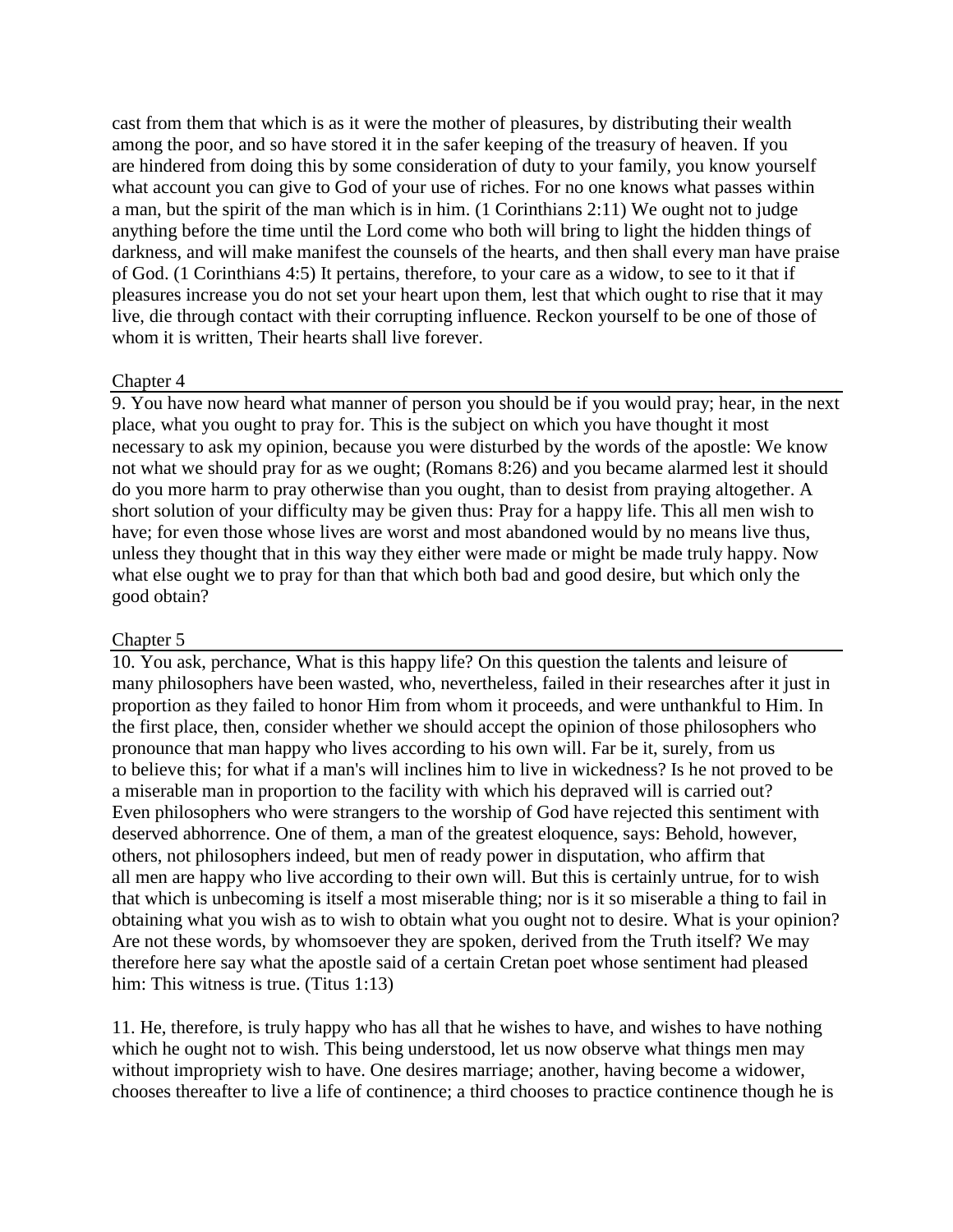cast from them that which is as it were the mother of pleasures, by distributing their wealth among the poor, and so have stored it in the safer keeping of the treasury of heaven. If you are hindered from doing this by some consideration of duty to your family, you know yourself what account you can give to God of your use of riches. For no one knows what passes within a man, but the spirit of the man which is in him. (1 Corinthians 2:11) We ought not to judge anything before the time until the Lord come who both will bring to light the hidden things of darkness, and will make manifest the counsels of the hearts, and then shall every man have praise of God. (1 Corinthians 4:5) It pertains, therefore, to your care as a widow, to see to it that if pleasures increase you do not set your heart upon them, lest that which ought to rise that it may live, die through contact with their corrupting influence. Reckon yourself to be one of those of whom it is written, Their hearts shall live forever.

## Chapter 4

9. You have now heard what manner of person you should be if you would pray; hear, in the next place, what you ought to pray for. This is the subject on which you have thought it most necessary to ask my opinion, because you were disturbed by the words of the apostle: We know not what we should pray for as we ought; (Romans 8:26) and you became alarmed lest it should do you more harm to pray otherwise than you ought, than to desist from praying altogether. A short solution of your difficulty may be given thus: Pray for a happy life. This all men wish to have; for even those whose lives are worst and most abandoned would by no means live thus, unless they thought that in this way they either were made or might be made truly happy. Now what else ought we to pray for than that which both bad and good desire, but which only the good obtain?

## Chapter 5

10. You ask, perchance, What is this happy life? On this question the talents and leisure of many philosophers have been wasted, who, nevertheless, failed in their researches after it just in proportion as they failed to honor Him from whom it proceeds, and were unthankful to Him. In the first place, then, consider whether we should accept the opinion of those philosophers who pronounce that man happy who lives according to his own will. Far be it, surely, from us to believe this; for what if a man's will inclines him to live in wickedness? Is he not proved to be a miserable man in proportion to the facility with which his depraved will is carried out? Even philosophers who were strangers to the worship of God have rejected this sentiment with deserved abhorrence. One of them, a man of the greatest eloquence, says: Behold, however, others, not philosophers indeed, but men of ready power in disputation, who affirm that all men are happy who live according to their own will. But this is certainly untrue, for to wish that which is unbecoming is itself a most miserable thing; nor is it so miserable a thing to fail in obtaining what you wish as to wish to obtain what you ought not to desire. What is your opinion? Are not these words, by whomsoever they are spoken, derived from the Truth itself? We may therefore here say what the apostle said of a certain Cretan poet whose sentiment had pleased him: This witness is true. (Titus 1:13)

11. He, therefore, is truly happy who has all that he wishes to have, and wishes to have nothing which he ought not to wish. This being understood, let us now observe what things men may without impropriety wish to have. One desires marriage; another, having become a widower, chooses thereafter to live a life of continence; a third chooses to practice continence though he is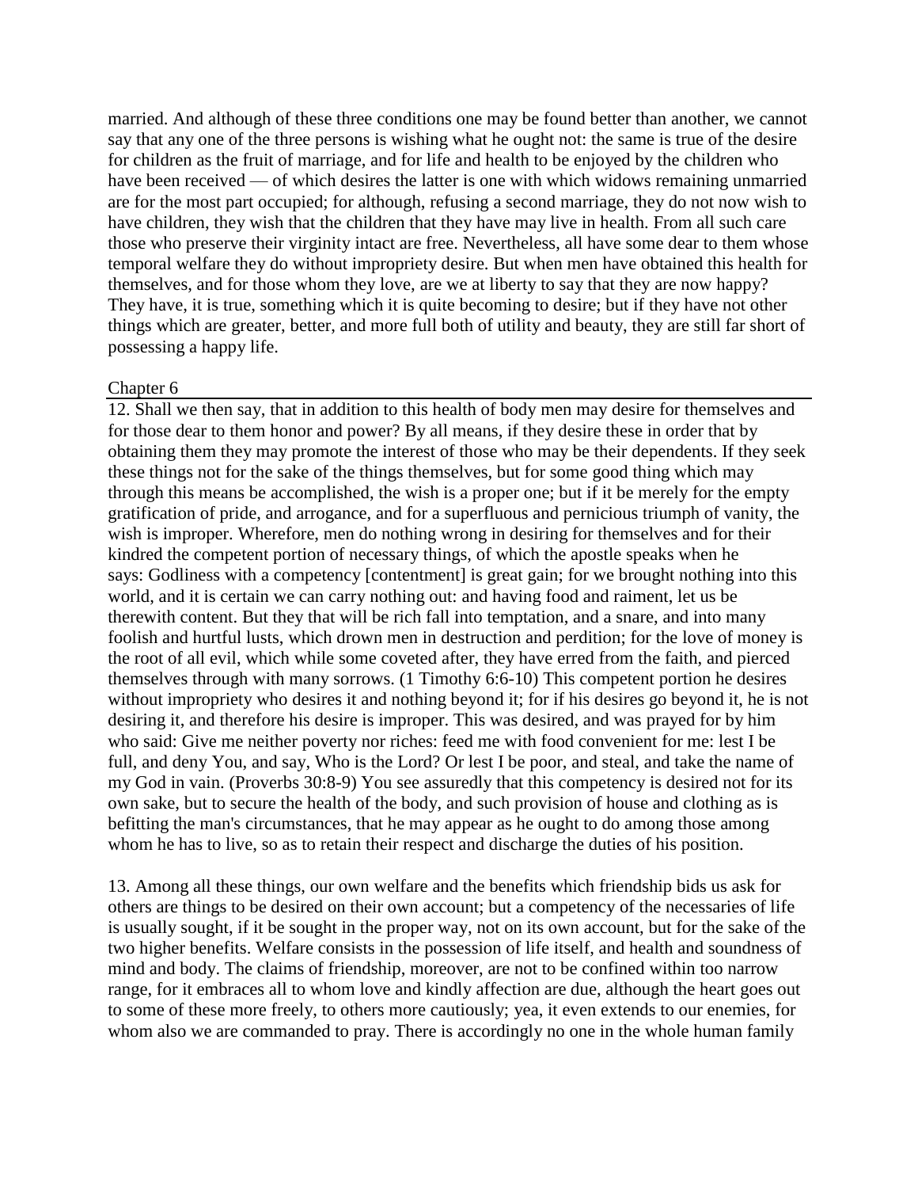married. And although of these three conditions one may be found better than another, we cannot say that any one of the three persons is wishing what he ought not: the same is true of the desire for children as the fruit of marriage, and for life and health to be enjoyed by the children who have been received — of which desires the latter is one with which widows remaining unmarried are for the most part occupied; for although, refusing a second marriage, they do not now wish to have children, they wish that the children that they have may live in health. From all such care those who preserve their virginity intact are free. Nevertheless, all have some dear to them whose temporal welfare they do without impropriety desire. But when men have obtained this health for themselves, and for those whom they love, are we at liberty to say that they are now happy? They have, it is true, something which it is quite becoming to desire; but if they have not other things which are greater, better, and more full both of utility and beauty, they are still far short of possessing a happy life.

## Chapter 6

12. Shall we then say, that in addition to this health of body men may desire for themselves and for those dear to them honor and power? By all means, if they desire these in order that by obtaining them they may promote the interest of those who may be their dependents. If they seek these things not for the sake of the things themselves, but for some good thing which may through this means be accomplished, the wish is a proper one; but if it be merely for the empty gratification of pride, and arrogance, and for a superfluous and pernicious triumph of vanity, the wish is improper. Wherefore, men do nothing wrong in desiring for themselves and for their kindred the competent portion of necessary things, of which the apostle speaks when he says: Godliness with a competency [contentment] is great gain; for we brought nothing into this world, and it is certain we can carry nothing out: and having food and raiment, let us be therewith content. But they that will be rich fall into temptation, and a snare, and into many foolish and hurtful lusts, which drown men in destruction and perdition; for the love of money is the root of all evil, which while some coveted after, they have erred from the faith, and pierced themselves through with many sorrows. (1 Timothy 6:6-10) This competent portion he desires without impropriety who desires it and nothing beyond it; for if his desires go beyond it, he is not desiring it, and therefore his desire is improper. This was desired, and was prayed for by him who said: Give me neither poverty nor riches: feed me with food convenient for me: lest I be full, and deny You, and say, Who is the Lord? Or lest I be poor, and steal, and take the name of my God in vain. (Proverbs 30:8-9) You see assuredly that this competency is desired not for its own sake, but to secure the health of the body, and such provision of house and clothing as is befitting the man's circumstances, that he may appear as he ought to do among those among whom he has to live, so as to retain their respect and discharge the duties of his position.

13. Among all these things, our own welfare and the benefits which friendship bids us ask for others are things to be desired on their own account; but a competency of the necessaries of life is usually sought, if it be sought in the proper way, not on its own account, but for the sake of the two higher benefits. Welfare consists in the possession of life itself, and health and soundness of mind and body. The claims of friendship, moreover, are not to be confined within too narrow range, for it embraces all to whom love and kindly affection are due, although the heart goes out to some of these more freely, to others more cautiously; yea, it even extends to our enemies, for whom also we are commanded to pray. There is accordingly no one in the whole human family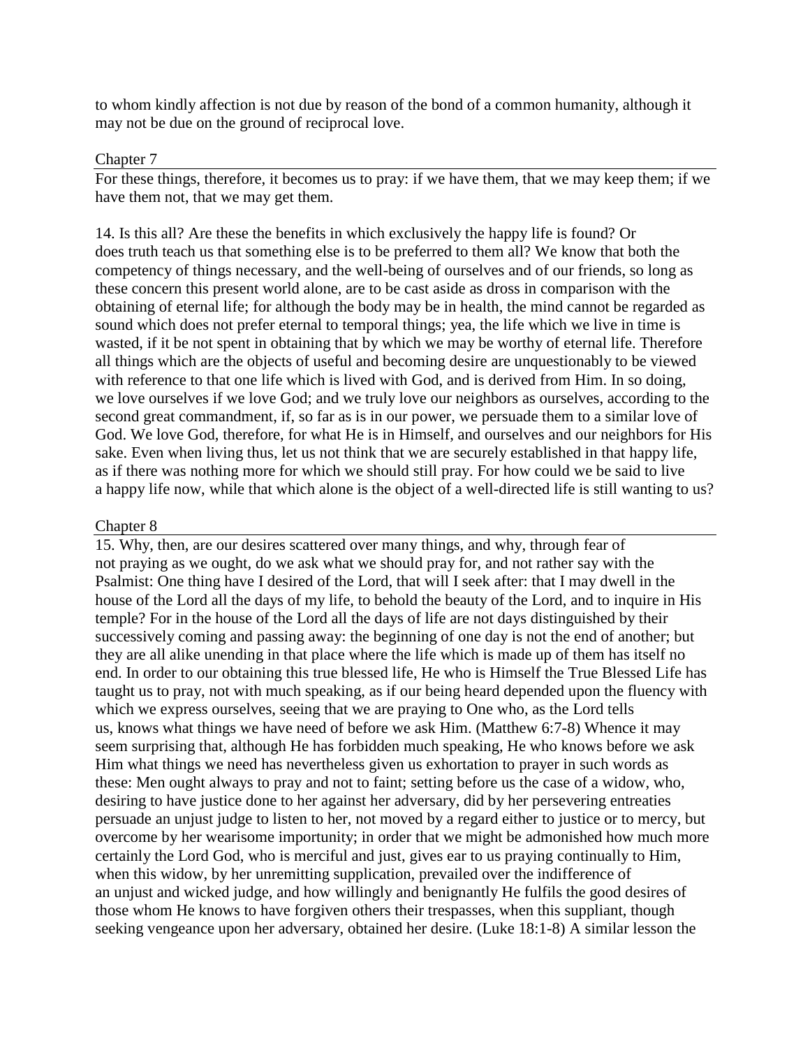to whom kindly affection is not due by reason of the bond of a common humanity, although it may not be due on the ground of reciprocal love.

## Chapter 7

For these things, therefore, it becomes us to pray: if we have them, that we may keep them; if we have them not, that we may get them.

14. Is this all? Are these the benefits in which exclusively the happy life is found? Or does truth teach us that something else is to be preferred to them all? We know that both the competency of things necessary, and the well-being of ourselves and of our friends, so long as these concern this present world alone, are to be cast aside as dross in comparison with the obtaining of eternal life; for although the body may be in health, the mind cannot be regarded as sound which does not prefer eternal to temporal things; yea, the life which we live in time is wasted, if it be not spent in obtaining that by which we may be worthy of eternal life. Therefore all things which are the objects of useful and becoming desire are unquestionably to be viewed with reference to that one life which is lived with God, and is derived from Him. In so doing, we love ourselves if we love God; and we truly love our neighbors as ourselves, according to the second great commandment, if, so far as is in our power, we persuade them to a similar love of God. We love God, therefore, for what He is in Himself, and ourselves and our neighbors for His sake. Even when living thus, let us not think that we are securely established in that happy life, as if there was nothing more for which we should still pray. For how could we be said to live a happy life now, while that which alone is the object of a well-directed life is still wanting to us?

## Chapter 8

15. Why, then, are our desires scattered over many things, and why, through fear of not praying as we ought, do we ask what we should pray for, and not rather say with the Psalmist: One thing have I desired of the Lord, that will I seek after: that I may dwell in the house of the Lord all the days of my life, to behold the beauty of the Lord, and to inquire in His temple? For in the house of the Lord all the days of life are not days distinguished by their successively coming and passing away: the beginning of one day is not the end of another; but they are all alike unending in that place where the life which is made up of them has itself no end. In order to our obtaining this true blessed life, He who is Himself the True Blessed Life has taught us to pray, not with much speaking, as if our being heard depended upon the fluency with which we express ourselves, seeing that we are praying to One who, as the Lord tells us, knows what things we have need of before we ask Him. (Matthew 6:7-8) Whence it may seem surprising that, although He has forbidden much speaking, He who knows before we ask Him what things we need has nevertheless given us exhortation to prayer in such words as these: Men ought always to pray and not to faint; setting before us the case of a widow, who, desiring to have justice done to her against her adversary, did by her persevering entreaties persuade an unjust judge to listen to her, not moved by a regard either to justice or to mercy, but overcome by her wearisome importunity; in order that we might be admonished how much more certainly the Lord God, who is merciful and just, gives ear to us praying continually to Him, when this widow, by her unremitting supplication, prevailed over the indifference of an unjust and wicked judge, and how willingly and benignantly He fulfils the good desires of those whom He knows to have forgiven others their trespasses, when this suppliant, though seeking vengeance upon her adversary, obtained her desire. (Luke 18:1-8) A similar lesson the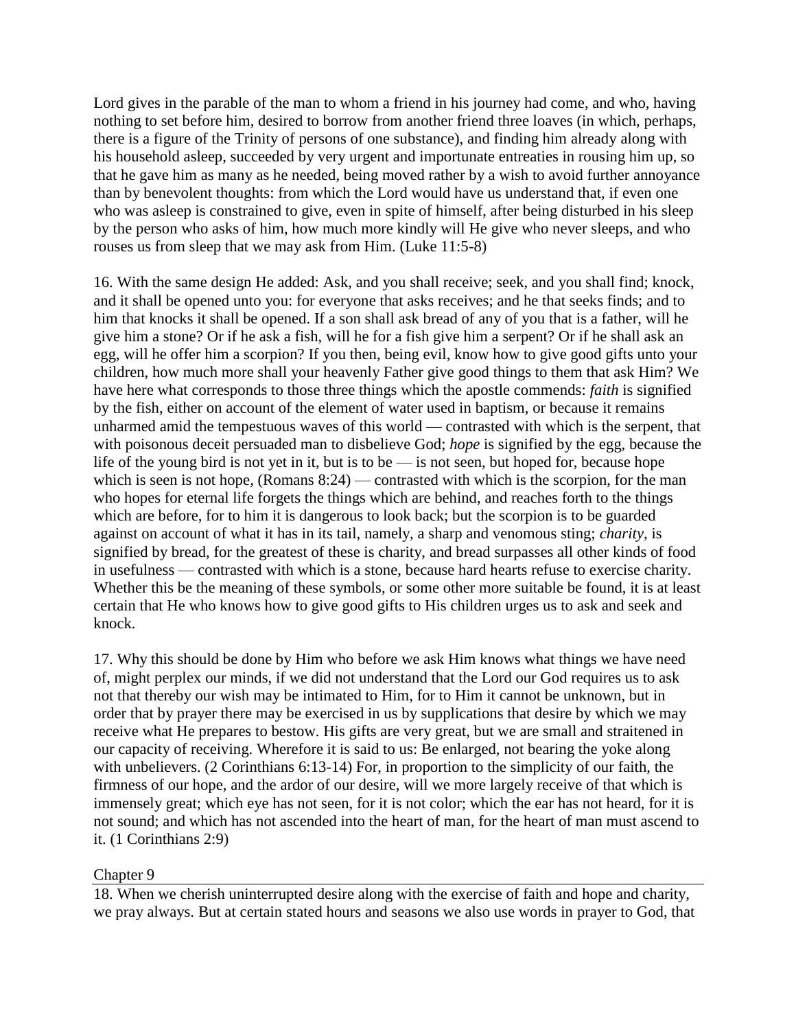Lord gives in the parable of the man to whom a friend in his journey had come, and who, having nothing to set before him, desired to borrow from another friend three loaves (in which, perhaps, there is a figure of the Trinity of persons of one substance), and finding him already along with his household asleep, succeeded by very urgent and importunate entreaties in rousing him up, so that he gave him as many as he needed, being moved rather by a wish to avoid further annoyance than by benevolent thoughts: from which the Lord would have us understand that, if even one who was asleep is constrained to give, even in spite of himself, after being disturbed in his sleep by the person who asks of him, how much more kindly will He give who never sleeps, and who rouses us from sleep that we may ask from Him. (Luke 11:5-8)

16. With the same design He added: Ask, and you shall receive; seek, and you shall find; knock, and it shall be opened unto you: for everyone that asks receives; and he that seeks finds; and to him that knocks it shall be opened. If a son shall ask bread of any of you that is a father, will he give him a stone? Or if he ask a fish, will he for a fish give him a serpent? Or if he shall ask an egg, will he offer him a scorpion? If you then, being evil, know how to give good gifts unto your children, how much more shall your heavenly Father give good things to them that ask Him? We have here what corresponds to those three things which the apostle commends: *faith* is signified by the fish, either on account of the element of water used in baptism, or because it remains unharmed amid the tempestuous waves of this world — contrasted with which is the serpent, that with poisonous deceit persuaded man to disbelieve God; *hope* is signified by the egg, because the life of the young bird is not yet in it, but is to be — is not seen, but hoped for, because hope which is seen is not hope, (Romans 8:24) — contrasted with which is the scorpion, for the man who hopes for eternal life forgets the things which are behind, and reaches forth to the things which are before, for to him it is dangerous to look back; but the scorpion is to be guarded against on account of what it has in its tail, namely, a sharp and venomous sting; *charity*, is signified by bread, for the greatest of these is charity, and bread surpasses all other kinds of food in usefulness — contrasted with which is a stone, because hard hearts refuse to exercise charity. Whether this be the meaning of these symbols, or some other more suitable be found, it is at least certain that He who knows how to give good gifts to His children urges us to ask and seek and knock.

17. Why this should be done by Him who before we ask Him knows what things we have need of, might perplex our minds, if we did not understand that the Lord our God requires us to ask not that thereby our wish may be intimated to Him, for to Him it cannot be unknown, but in order that by prayer there may be exercised in us by supplications that desire by which we may receive what He prepares to bestow. His gifts are very great, but we are small and straitened in our capacity of receiving. Wherefore it is said to us: Be enlarged, not bearing the yoke along with unbelievers. (2 Corinthians 6:13-14) For, in proportion to the simplicity of our faith, the firmness of our hope, and the ardor of our desire, will we more largely receive of that which is immensely great; which eye has not seen, for it is not color; which the ear has not heard, for it is not sound; and which has not ascended into the heart of man, for the heart of man must ascend to it. (1 Corinthians 2:9)

## Chapter 9

18. When we cherish uninterrupted desire along with the exercise of faith and hope and charity, we pray always. But at certain stated hours and seasons we also use words in prayer to God, that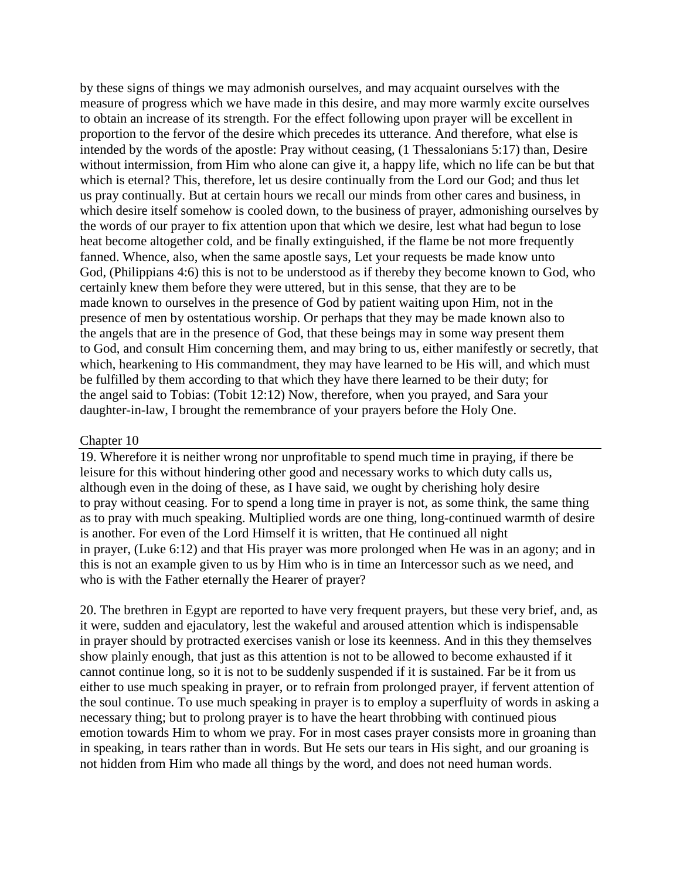by these signs of things we may admonish ourselves, and may acquaint ourselves with the measure of progress which we have made in this desire, and may more warmly excite ourselves to obtain an increase of its strength. For the effect following upon prayer will be excellent in proportion to the fervor of the desire which precedes its utterance. And therefore, what else is intended by the words of the apostle: Pray without ceasing, (1 Thessalonians 5:17) than, Desire without intermission, from Him who alone can give it, a happy life, which no life can be but that which is eternal? This, therefore, let us desire continually from the Lord our God; and thus let us pray continually. But at certain hours we recall our minds from other cares and business, in which desire itself somehow is cooled down, to the business of prayer, admonishing ourselves by the words of our prayer to fix attention upon that which we desire, lest what had begun to lose heat become altogether cold, and be finally extinguished, if the flame be not more frequently fanned. Whence, also, when the same apostle says, Let your requests be made know unto God, (Philippians 4:6) this is not to be understood as if thereby they become known to God, who certainly knew them before they were uttered, but in this sense, that they are to be made known to ourselves in the presence of God by patient waiting upon Him, not in the presence of men by ostentatious worship. Or perhaps that they may be made known also to the angels that are in the presence of God, that these beings may in some way present them to God, and consult Him concerning them, and may bring to us, either manifestly or secretly, that which, hearkening to His commandment, they may have learned to be His will, and which must be fulfilled by them according to that which they have there learned to be their duty; for the angel said to Tobias: (Tobit 12:12) Now, therefore, when you prayed, and Sara your daughter-in-law, I brought the remembrance of your prayers before the Holy One.

## Chapter 10

19. Wherefore it is neither wrong nor unprofitable to spend much time in praying, if there be leisure for this without hindering other good and necessary works to which duty calls us, although even in the doing of these, as I have said, we ought by cherishing holy desire to pray without ceasing. For to spend a long time in prayer is not, as some think, the same thing as to pray with much speaking. Multiplied words are one thing, long-continued warmth of desire is another. For even of the Lord Himself it is written, that He continued all night in prayer, (Luke 6:12) and that His prayer was more prolonged when He was in an agony; and in this is not an example given to us by Him who is in time an Intercessor such as we need, and who is with the Father eternally the Hearer of prayer?

20. The brethren in Egypt are reported to have very frequent prayers, but these very brief, and, as it were, sudden and ejaculatory, lest the wakeful and aroused attention which is indispensable in prayer should by protracted exercises vanish or lose its keenness. And in this they themselves show plainly enough, that just as this attention is not to be allowed to become exhausted if it cannot continue long, so it is not to be suddenly suspended if it is sustained. Far be it from us either to use much speaking in prayer, or to refrain from prolonged prayer, if fervent attention of the soul continue. To use much speaking in prayer is to employ a superfluity of words in asking a necessary thing; but to prolong prayer is to have the heart throbbing with continued pious emotion towards Him to whom we pray. For in most cases prayer consists more in groaning than in speaking, in tears rather than in words. But He sets our tears in His sight, and our groaning is not hidden from Him who made all things by the word, and does not need human words.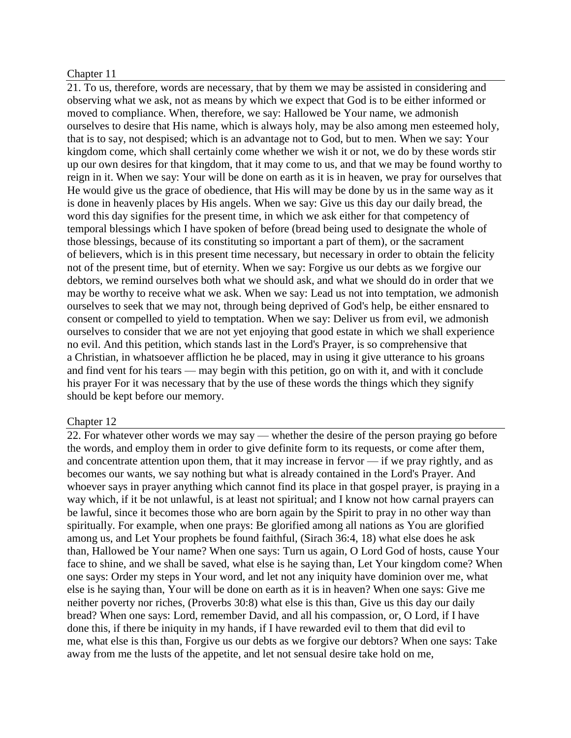## Chapter 11

21. To us, therefore, words are necessary, that by them we may be assisted in considering and observing what we ask, not as means by which we expect that God is to be either informed or moved to compliance. When, therefore, we say: Hallowed be Your name, we admonish ourselves to desire that His name, which is always holy, may be also among men esteemed holy, that is to say, not despised; which is an advantage not to God, but to men. When we say: Your kingdom come, which shall certainly come whether we wish it or not, we do by these words stir up our own desires for that kingdom, that it may come to us, and that we may be found worthy to reign in it. When we say: Your will be done on earth as it is in heaven, we pray for ourselves that He would give us the grace of obedience, that His will may be done by us in the same way as it is done in heavenly places by His angels. When we say: Give us this day our daily bread, the word this day signifies for the present time, in which we ask either for that competency of temporal blessings which I have spoken of before (bread being used to designate the whole of those blessings, because of its constituting so important a part of them), or the sacrament of believers, which is in this present time necessary, but necessary in order to obtain the felicity not of the present time, but of eternity. When we say: Forgive us our debts as we forgive our debtors, we remind ourselves both what we should ask, and what we should do in order that we may be worthy to receive what we ask. When we say: Lead us not into temptation, we admonish ourselves to seek that we may not, through being deprived of God's help, be either ensnared to consent or compelled to yield to temptation. When we say: Deliver us from evil, we admonish ourselves to consider that we are not yet enjoying that good estate in which we shall experience no evil. And this petition, which stands last in the Lord's Prayer, is so comprehensive that a Christian, in whatsoever affliction he be placed, may in using it give utterance to his groans and find vent for his tears — may begin with this petition, go on with it, and with it conclude his prayer For it was necessary that by the use of these words the things which they signify should be kept before our memory.

## Chapter 12

22. For whatever other words we may say — whether the desire of the person praying go before the words, and employ them in order to give definite form to its requests, or come after them, and concentrate attention upon them, that it may increase in fervor — if we pray rightly, and as becomes our wants, we say nothing but what is already contained in the Lord's Prayer. And whoever says in prayer anything which cannot find its place in that gospel prayer, is praying in a way which, if it be not unlawful, is at least not spiritual; and I know not how carnal prayers can be lawful, since it becomes those who are born again by the Spirit to pray in no other way than spiritually. For example, when one prays: Be glorified among all nations as You are glorified among us, and Let Your prophets be found faithful, (Sirach 36:4, 18) what else does he ask than, Hallowed be Your name? When one says: Turn us again, O Lord God of hosts, cause Your face to shine, and we shall be saved, what else is he saying than, Let Your kingdom come? When one says: Order my steps in Your word, and let not any iniquity have dominion over me, what else is he saying than, Your will be done on earth as it is in heaven? When one says: Give me neither poverty nor riches, (Proverbs 30:8) what else is this than, Give us this day our daily bread? When one says: Lord, remember David, and all his compassion, or, O Lord, if I have done this, if there be iniquity in my hands, if I have rewarded evil to them that did evil to me, what else is this than, Forgive us our debts as we forgive our debtors? When one says: Take away from me the lusts of the appetite, and let not sensual desire take hold on me,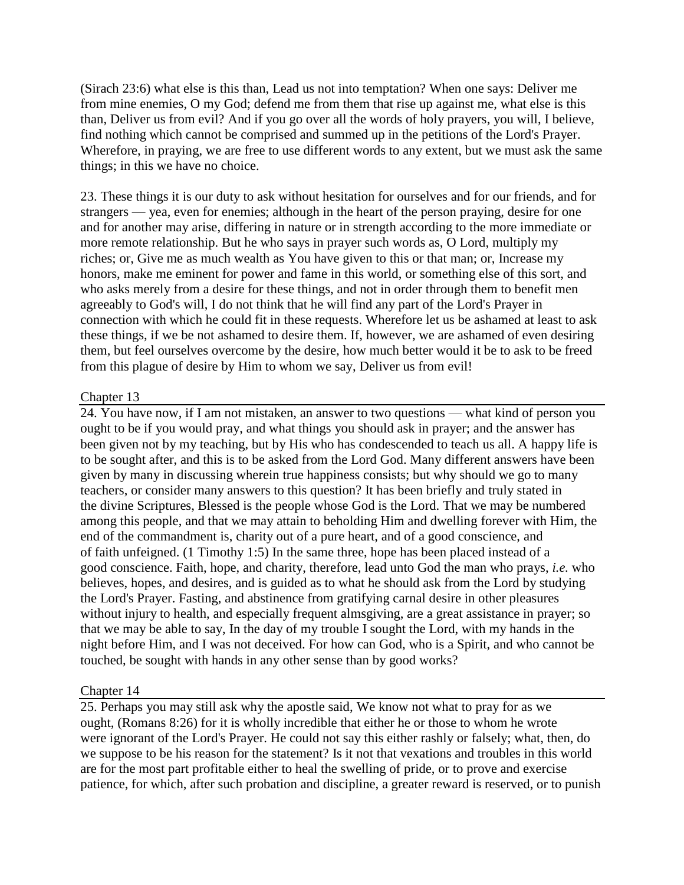(Sirach 23:6) what else is this than, Lead us not into temptation? When one says: Deliver me from mine enemies, O my God; defend me from them that rise up against me, what else is this than, Deliver us from evil? And if you go over all the words of holy prayers, you will, I believe, find nothing which cannot be comprised and summed up in the petitions of the Lord's Prayer. Wherefore, in praying, we are free to use different words to any extent, but we must ask the same things; in this we have no choice.

23. These things it is our duty to ask without hesitation for ourselves and for our friends, and for strangers — yea, even for enemies; although in the heart of the person praying, desire for one and for another may arise, differing in nature or in strength according to the more immediate or more remote relationship. But he who says in prayer such words as, O Lord, multiply my riches; or, Give me as much wealth as You have given to this or that man; or, Increase my honors, make me eminent for power and fame in this world, or something else of this sort, and who asks merely from a desire for these things, and not in order through them to benefit men agreeably to God's will, I do not think that he will find any part of the Lord's Prayer in connection with which he could fit in these requests. Wherefore let us be ashamed at least to ask these things, if we be not ashamed to desire them. If, however, we are ashamed of even desiring them, but feel ourselves overcome by the desire, how much better would it be to ask to be freed from this plague of desire by Him to whom we say, Deliver us from evil!

## Chapter 13

24. You have now, if I am not mistaken, an answer to two questions — what kind of person you ought to be if you would pray, and what things you should ask in prayer; and the answer has been given not by my teaching, but by His who has condescended to teach us all. A happy life is to be sought after, and this is to be asked from the Lord God. Many different answers have been given by many in discussing wherein true happiness consists; but why should we go to many teachers, or consider many answers to this question? It has been briefly and truly stated in the divine Scriptures, Blessed is the people whose God is the Lord. That we may be numbered among this people, and that we may attain to beholding Him and dwelling forever with Him, the end of the commandment is, charity out of a pure heart, and of a good conscience, and of faith unfeigned. (1 Timothy 1:5) In the same three, hope has been placed instead of a good conscience. Faith, hope, and charity, therefore, lead unto God the man who prays, *i.e.* who believes, hopes, and desires, and is guided as to what he should ask from the Lord by studying the Lord's Prayer. Fasting, and abstinence from gratifying carnal desire in other pleasures without injury to health, and especially frequent almsgiving, are a great assistance in prayer; so that we may be able to say, In the day of my trouble I sought the Lord, with my hands in the night before Him, and I was not deceived. For how can God, who is a Spirit, and who cannot be touched, be sought with hands in any other sense than by good works?

## Chapter 14

25. Perhaps you may still ask why the apostle said, We know not what to pray for as we ought, (Romans 8:26) for it is wholly incredible that either he or those to whom he wrote were ignorant of the Lord's Prayer. He could not say this either rashly or falsely; what, then, do we suppose to be his reason for the statement? Is it not that vexations and troubles in this world are for the most part profitable either to heal the swelling of pride, or to prove and exercise patience, for which, after such probation and discipline, a greater reward is reserved, or to punish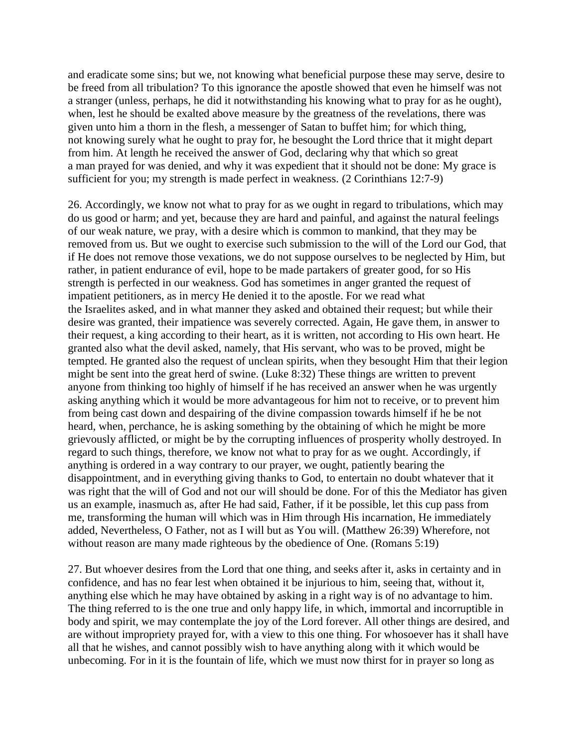and eradicate some sins; but we, not knowing what beneficial purpose these may serve, desire to be freed from all tribulation? To this ignorance the apostle showed that even he himself was not a stranger (unless, perhaps, he did it notwithstanding his knowing what to pray for as he ought), when, lest he should be exalted above measure by the greatness of the revelations, there was given unto him a thorn in the flesh, a messenger of Satan to buffet him; for which thing, not knowing surely what he ought to pray for, he besought the Lord thrice that it might depart from him. At length he received the answer of God, declaring why that which so great a man prayed for was denied, and why it was expedient that it should not be done: My grace is sufficient for you; my strength is made perfect in weakness. (2 Corinthians 12:7-9)

26. Accordingly, we know not what to pray for as we ought in regard to tribulations, which may do us good or harm; and yet, because they are hard and painful, and against the natural feelings of our weak nature, we pray, with a desire which is common to mankind, that they may be removed from us. But we ought to exercise such submission to the will of the Lord our God, that if He does not remove those vexations, we do not suppose ourselves to be neglected by Him, but rather, in patient endurance of evil, hope to be made partakers of greater good, for so His strength is perfected in our weakness. God has sometimes in anger granted the request of impatient petitioners, as in mercy He denied it to the apostle. For we read what the Israelites asked, and in what manner they asked and obtained their request; but while their desire was granted, their impatience was severely corrected. Again, He gave them, in answer to their request, a king according to their heart, as it is written, not according to His own heart. He granted also what the devil asked, namely, that His servant, who was to be proved, might be tempted. He granted also the request of unclean spirits, when they besought Him that their legion might be sent into the great herd of swine. (Luke 8:32) These things are written to prevent anyone from thinking too highly of himself if he has received an answer when he was urgently asking anything which it would be more advantageous for him not to receive, or to prevent him from being cast down and despairing of the divine compassion towards himself if he be not heard, when, perchance, he is asking something by the obtaining of which he might be more grievously afflicted, or might be by the corrupting influences of prosperity wholly destroyed. In regard to such things, therefore, we know not what to pray for as we ought. Accordingly, if anything is ordered in a way contrary to our prayer, we ought, patiently bearing the disappointment, and in everything giving thanks to God, to entertain no doubt whatever that it was right that the will of God and not our will should be done. For of this the Mediator has given us an example, inasmuch as, after He had said, Father, if it be possible, let this cup pass from me, transforming the human will which was in Him through His incarnation, He immediately added, Nevertheless, O Father, not as I will but as You will. (Matthew 26:39) Wherefore, not without reason are many made righteous by the obedience of One. (Romans 5:19)

27. But whoever desires from the Lord that one thing, and seeks after it, asks in certainty and in confidence, and has no fear lest when obtained it be injurious to him, seeing that, without it, anything else which he may have obtained by asking in a right way is of no advantage to him. The thing referred to is the one true and only happy life, in which, immortal and incorruptible in body and spirit, we may contemplate the joy of the Lord forever. All other things are desired, and are without impropriety prayed for, with a view to this one thing. For whosoever has it shall have all that he wishes, and cannot possibly wish to have anything along with it which would be unbecoming. For in it is the fountain of life, which we must now thirst for in prayer so long as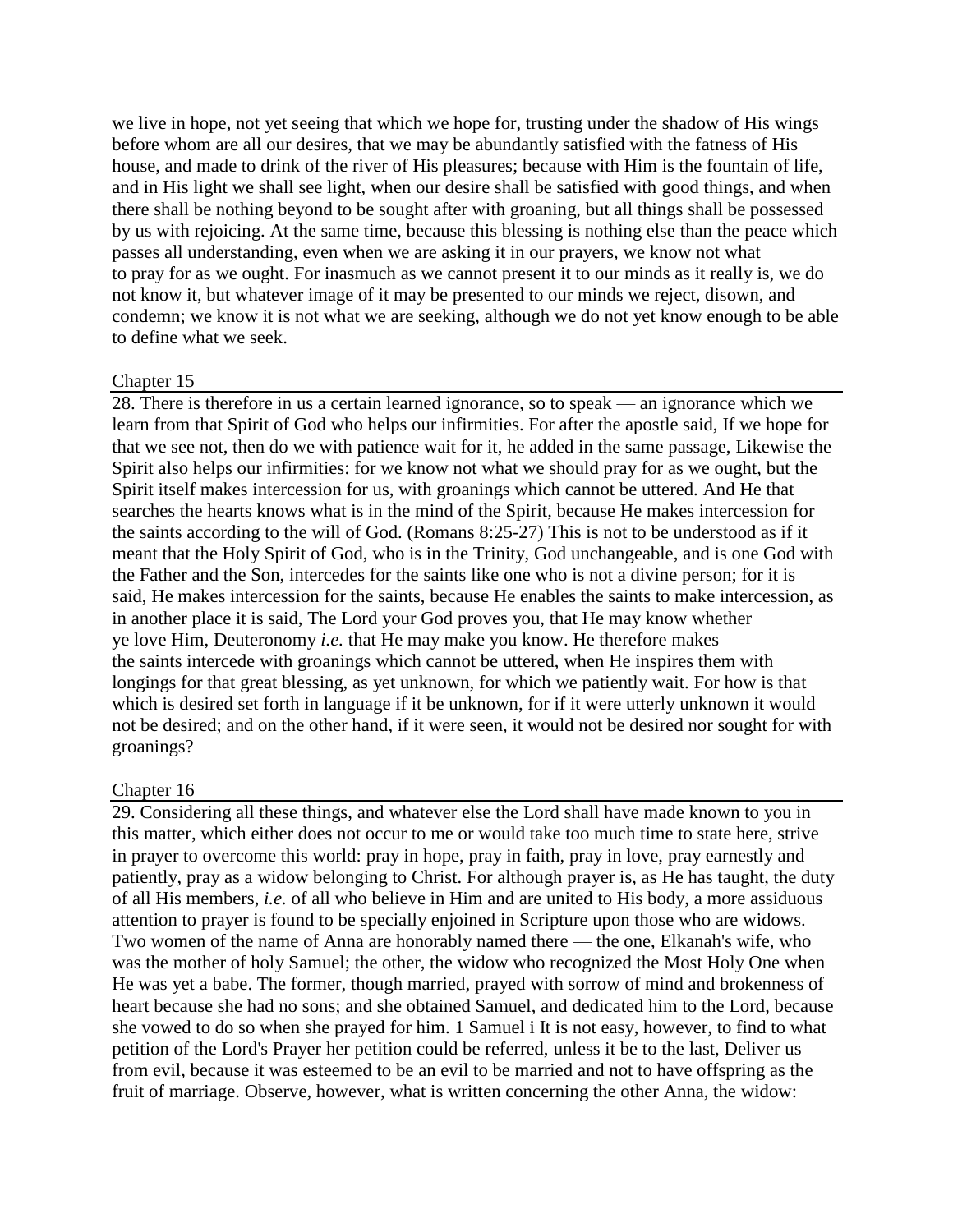we live in hope, not yet seeing that which we hope for, trusting under the shadow of His wings before whom are all our desires, that we may be abundantly satisfied with the fatness of His house, and made to drink of the river of His pleasures; because with Him is the fountain of life, and in His light we shall see light, when our desire shall be satisfied with good things, and when there shall be nothing beyond to be sought after with groaning, but all things shall be possessed by us with rejoicing. At the same time, because this blessing is nothing else than the peace which passes all understanding, even when we are asking it in our prayers, we know not what to pray for as we ought. For inasmuch as we cannot present it to our minds as it really is, we do not know it, but whatever image of it may be presented to our minds we reject, disown, and condemn; we know it is not what we are seeking, although we do not yet know enough to be able to define what we seek.

## Chapter 15

28. There is therefore in us a certain learned ignorance, so to speak — an ignorance which we learn from that Spirit of God who helps our infirmities. For after the apostle said, If we hope for that we see not, then do we with patience wait for it, he added in the same passage, Likewise the Spirit also helps our infirmities: for we know not what we should pray for as we ought, but the Spirit itself makes intercession for us, with groanings which cannot be uttered. And He that searches the hearts knows what is in the mind of the Spirit, because He makes intercession for the saints according to the will of God. (Romans 8:25-27) This is not to be understood as if it meant that the Holy Spirit of God, who is in the Trinity, God unchangeable, and is one God with the Father and the Son, intercedes for the saints like one who is not a divine person; for it is said, He makes intercession for the saints, because He enables the saints to make intercession, as in another place it is said, The Lord your God proves you, that He may know whether ye love Him, Deuteronomy *i.e.* that He may make you know. He therefore makes the saints intercede with groanings which cannot be uttered, when He inspires them with longings for that great blessing, as yet unknown, for which we patiently wait. For how is that which is desired set forth in language if it be unknown, for if it were utterly unknown it would not be desired; and on the other hand, if it were seen, it would not be desired nor sought for with groanings?

## Chapter 16

29. Considering all these things, and whatever else the Lord shall have made known to you in this matter, which either does not occur to me or would take too much time to state here, strive in prayer to overcome this world: pray in hope, pray in faith, pray in love, pray earnestly and patiently, pray as a widow belonging to Christ. For although prayer is, as He has taught, the duty of all His members, *i.e.* of all who believe in Him and are united to His body, a more assiduous attention to prayer is found to be specially enjoined in Scripture upon those who are widows. Two women of the name of Anna are honorably named there — the one, Elkanah's wife, who was the mother of holy Samuel; the other, the widow who recognized the Most Holy One when He was yet a babe. The former, though married, prayed with sorrow of mind and brokenness of heart because she had no sons; and she obtained Samuel, and dedicated him to the Lord, because she vowed to do so when she prayed for him. 1 Samuel i It is not easy, however, to find to what petition of the Lord's Prayer her petition could be referred, unless it be to the last, Deliver us from evil, because it was esteemed to be an evil to be married and not to have offspring as the fruit of marriage. Observe, however, what is written concerning the other Anna, the widow: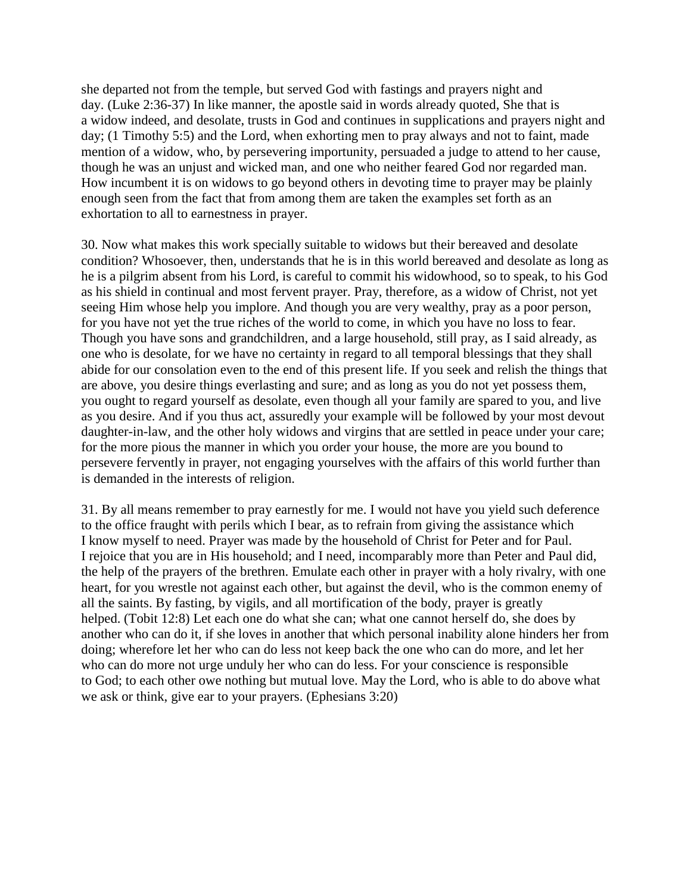she departed not from the temple, but served God with fastings and prayers night and day. (Luke 2:36-37) In like manner, the apostle said in words already quoted, She that is a widow indeed, and desolate, trusts in God and continues in supplications and prayers night and day; (1 Timothy 5:5) and the Lord, when exhorting men to pray always and not to faint, made mention of a widow, who, by persevering importunity, persuaded a judge to attend to her cause, though he was an unjust and wicked man, and one who neither feared God nor regarded man. How incumbent it is on widows to go beyond others in devoting time to prayer may be plainly enough seen from the fact that from among them are taken the examples set forth as an exhortation to all to earnestness in prayer.

30. Now what makes this work specially suitable to widows but their bereaved and desolate condition? Whosoever, then, understands that he is in this world bereaved and desolate as long as he is a pilgrim absent from his Lord, is careful to commit his widowhood, so to speak, to his God as his shield in continual and most fervent prayer. Pray, therefore, as a widow of Christ, not yet seeing Him whose help you implore. And though you are very wealthy, pray as a poor person, for you have not yet the true riches of the world to come, in which you have no loss to fear. Though you have sons and grandchildren, and a large household, still pray, as I said already, as one who is desolate, for we have no certainty in regard to all temporal blessings that they shall abide for our consolation even to the end of this present life. If you seek and relish the things that are above, you desire things everlasting and sure; and as long as you do not yet possess them, you ought to regard yourself as desolate, even though all your family are spared to you, and live as you desire. And if you thus act, assuredly your example will be followed by your most devout daughter-in-law, and the other holy widows and virgins that are settled in peace under your care; for the more pious the manner in which you order your house, the more are you bound to persevere fervently in prayer, not engaging yourselves with the affairs of this world further than is demanded in the interests of religion.

31. By all means remember to pray earnestly for me. I would not have you yield such deference to the office fraught with perils which I bear, as to refrain from giving the assistance which I know myself to need. Prayer was made by the household of Christ for Peter and for Paul. I rejoice that you are in His household; and I need, incomparably more than Peter and Paul did, the help of the prayers of the brethren. Emulate each other in prayer with a holy rivalry, with one heart, for you wrestle not against each other, but against the devil, who is the common enemy of all the saints. By fasting, by vigils, and all mortification of the body, prayer is greatly helped. (Tobit 12:8) Let each one do what she can; what one cannot herself do, she does by another who can do it, if she loves in another that which personal inability alone hinders her from doing; wherefore let her who can do less not keep back the one who can do more, and let her who can do more not urge unduly her who can do less. For your conscience is responsible to God; to each other owe nothing but mutual love. May the Lord, who is able to do above what we ask or think, give ear to your prayers. (Ephesians 3:20)